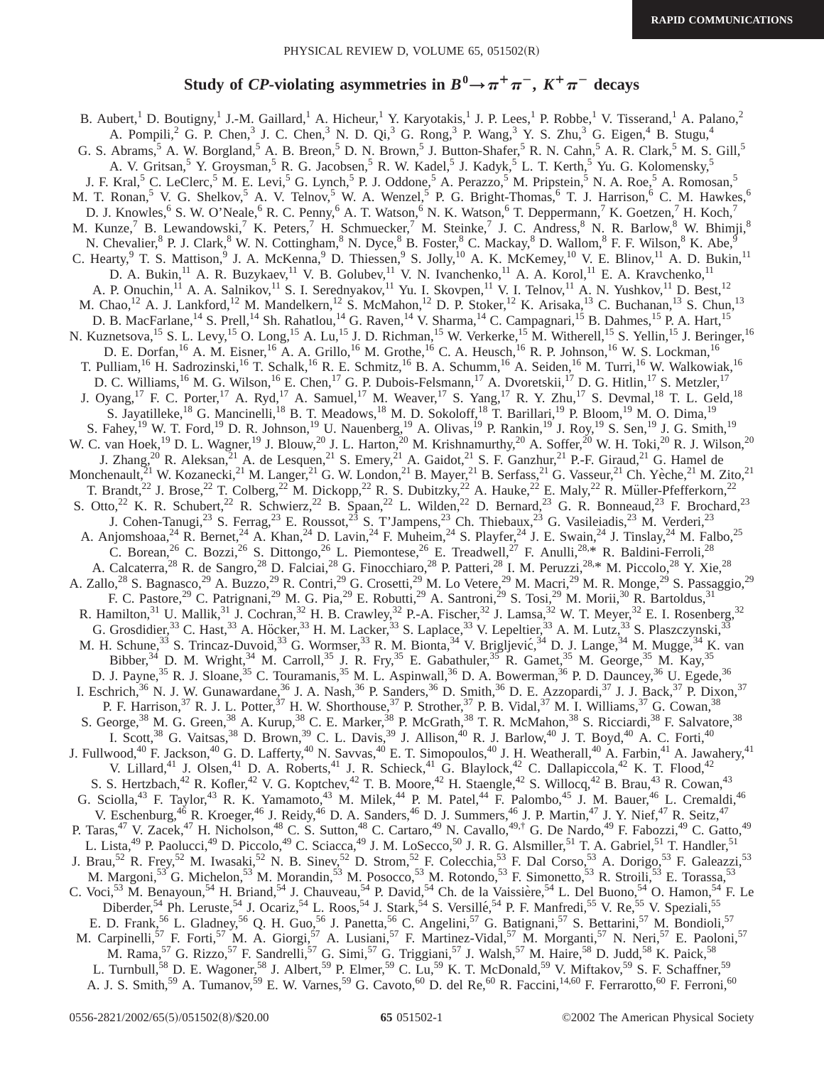# Study of *CP*-violating asymmetries in $B^0 \to \pi^+\pi^-$, $K^+\pi^-$ decays

B. Aubert,[1] D. Boutigny,[1] J.-M. Gaillard,[1] A. Hicheur,[1] Y. Karyotakis,[1] J. P. Lees,[1] P. Robbe,[1] V. Tisserand,[1] A. Palano,[2] A. Pompili,[2] G. P. Chen,[3] J. C. Chen,[3] N. D. Qi,[3] G. Rong,[3] P. Wang,[3] Y. S. Zhu,[3] G. Eigen,[4] B. Stugu,[4] G. S. Abrams,[5] A. W. Borgland,[5] A. B. Breon,[5] D. N. Brown,[5] J. Button-Shafer,[5] R. N. Cahn,[5] A. R. Clark,[5] M. S. Gill,[5] A. V. Gritsan,[5] Y. Groysman,[5] R. G. Jacobsen,[5] R. W. Kadel,[5] J. Kadyk,[5] L. T. Kerth,[5] Yu. G. Kolomensky,[5] J. F. Kral,[5] C. LeClerc,[5] M. E. Levi,[5] G. Lynch,[5] P. J. Oddone,[5] A. Perazzo,[5] M. Pripstein,[5] N. A. Roe,[5] A. Romosan,[5] M. T. Ronan,[5] V. G. Shelkov,[5] A. V. Telnov,[5] W. A. Wenzel,[5] P. G. Bright-Thomas,[6] T. J. Harrison,[6] C. M. Hawkes,[6] D. J. Knowles,[6] S. W. O'Neale,[6] R. C. Penny,[6] A. T. Watson,[6] N. K. Watson,[6] T. Deppermann,[7] K. Goetzen,[7] H. Koch,[7] M. Kunze,[7] B. Lewandowski,[7] K. Peters,[7] H. Schmuecker,[7] M. Steinke,[7] J. C. Andress,[8] N. R. Barlow,[8] W. Bhimji,[8] N. Chevalier,[8] P. J. Clark,[8] W. N. Cottingham,[8] N. Dyce,[8] B. Foster,[8] C. Mackay,[8] D. Wallom,[8] F. F. Wilson,[8] K. Abe,[9] C. Hearty,[9] T. S. Mattison,[9] J. A. McKenna,[9] D. Thiessen,[9] S. Jolly,[10] A. K. McKemey,[10] V. E. Blinov,[11] A. D. Bukin,[11] D. A. Bukin,[11] A. R. Buzykaev,[11] V. B. Golubev,[11] V. N. Ivanchenko,[11] A. A. Korol,[11] E. A. Kravchenko,[11] A. P. Onuchin,[11] A. A. Salnikov,[11] S. I. Serednyakov,[11] Yu. I. Skovpen,[11] V. I. Telnov,[11] A. N. Yushkov,[11] D. Best,[12] M. Chao,[12] A. J. Lankford,[12] M. Mandelkern,[12] S. McMahon,[12] D. P. Stoker,[12] K. Arisaka,[13] C. Buchanan,[13] S. Chun,[13] D. B. MacFarlane,[14] S. Prell,[14] Sh. Rahatlou,[14] G. Raven,[14] V. Sharma,[14] C. Campagnari,[15] B. Dahmes,[15] P. A. Hart,[15] N. Kuznetsova,[15] S. L. Levy,[15] O. Long,[15] A. Lu,[15] J. D. Richman,[15] W. Verkerke,[15] M. Witherell,[15] S. Yellin,[15] J. Beringer,[16] D. E. Dorfan,[16] A. M. Eisner,[16] A. A. Grillo,[16] M. Grothe,[16] C. A. Heusch,[16] R. P. Johnson,[16] W. S. Lockman,[16] T. Pulliam,[16] H. Sadrozinski,[16] T. Schalk,[16] R. E. Schmitz,[16] B. A. Schumm,[16] A. Seiden,[16] M. Turri,[16] W. Walkowiak,[16] D. C. Williams,[16] M. G. Wilson,[16] E. Chen,[17] G. P. Dubois-Felsmann,[17] A. Dvoretskii,[17] D. G. Hitlin,[17] S. Metzler,[17] J. Oyang,[17] F. C. Porter,[17] A. Ryd,[17] A. Samuel,[17] M. Weaver,[17] S. Yang,[17] R. Y. Zhu,[17] S. Devmal,[18] T. L. Geld,[18] S. Jayatilleke,[18] G. Mancinelli,[18] B. T. Meadows,[18] M. D. Sokoloff,[18] T. Barillari,[19] P. Bloom,[19] M. O. Dima,[19] S. Fahey,[19] W. T. Ford,[19] D. R. Johnson,[19] U. Nauenberg,[19] A. Olivas,[19] P. Rankin,[19] J. Roy,[19] S. Sen,[19] J. G. Smith,[19] W. C. van Hoek,[19] D. L. Wagner,[19] J. Blouw,[20] J. L. Harton,[20] M. Krishnamurthy,[20] A. Soffer,[20] W. H. Toki,[20] R. J. Wilson,[20] J. Zhang,[20] R. Aleksan,[21] A. de Lesquen,[21] S. Emery,[21] A. Gaidot,[21] S. F. Ganzhur,[21] P.-F. Giraud,[21] G. Hamel de Monchenault,[21] W. Kozanecki,[21] M. Langer,[21] G. W. London,[21] B. Mayer,[21] B. Serfass,[21] G. Vasseur,[21] Ch. Yèche,[21] M. Zito,[21] T. Brandt,[22] J. Brose,[22] T. Colberg,[22] M. Dickopp,[22] R. S. Dubitzky,[22] A. Hauke,[22] E. Maly,[22] R. Müller-Pfefferkorn,[22] S. Otto,[22] K. R. Schubert,[22] R. Schwierz,[22] B. Spaan,[22] L. Wilden,[22] D. Bernard,[23] G. R. Bonneaud,[23] F. Brochard,[23] J. Cohen-Tanugi,[23] S. Ferrag,[23] E. Roussot,[23] S. T'Jampens,[23] Ch. Thiebaux,[23] G. Vasileiadis,[23] M. Verderi,[23] A. Anjomshoaa,[24] R. Bernet,[24] A. Khan,[24] D. Lavin,[24] F. Muheim,[24] S. Playfer,[24] J. E. Swain,[24] J. Tinslay,[24] M. Falbo,[25] C. Borean,[26] C. Bozzi,[26] S. Dittongo,[26] L. Piemontese,[26] E. Treadwell,[27] F. Anulli,[28,*] R. Baldini-Ferroli,[28] A. Calcaterra,[28] R. de Sangro,[28] D. Falciai,[28] G. Finocchiaro,[28] P. Patteri,[28] I. M. Peruzzi,[28,*] M. Piccolo,[28] Y. Xie,[28] A. Zallo,[28] S. Bagnasco,[29] A. Buzzo,[29] R. Contri,[29] G. Crosetti,[29] M. Lo Vetere,[29] M. Macri,[29] M. R. Monge,[29] S. Passaggio,[29] F. C. Pastore,[29] C. Patrignani,[29] M. G. Pia,[29] E. Robutti,[29] A. Santroni,[29] S. Tosi,[29] M. Morii,[30] R. Bartoldus,[31] R. Hamilton,[31] U. Mallik,[31] J. Cochran,[32] H. B. Crawley,[32] P.-A. Fischer,[32] J. Lamsa,[32] W. T. Meyer,[32] E. I. Rosenberg,[32] G. Grosdidier,[33] C. Hast,[33] A. Höcker,[33] H. M. Lacker,[33] S. Laplace,[33] V. Lepeltier,[33] A. M. Lutz,[33] S. Plaszczynski,[33] M. H. Schune,[33] S. Trincaz-Duvoid,[33] G. Wormser,[33] R. M. Bionta,[34] V. Brigljević,[34] D. J. Lange,[34] M. Mugge,[34] K. van Bibber,[34] D. M. Wright,[34] M. Carroll,[35] J. R. Fry,[35] E. Gabathuler,[35] R. Gamet,[35] M. George,[35] M. Kay,[35] D. J. Payne,[35] R. J. Sloane,[35] C. Touramanis,[35] M. L. Aspinwall,[36] D. A. Bowerman,[36] P. D. Dauncey,[36] U. Egede,[36] I. Eschrich,[36] N. J. W. Gunawardane,[36] J. A. Nash,[36] P. Sanders,[36] D. Smith,[36] D. E. Azzopardi,[37] J. J. Back,[37] P. Dixon,[37] P. F. Harrison,[37] R. J. L. Potter,[37] H. W. Shorthouse,[37] P. Strother,[37] P. B. Vidal,[37] M. I. Williams,[37] G. Cowan,[38] S. George,[38] M. G. Green,[38] A. Kurup,[38] C. E. Marker,[38] P. McGrath,[38] T. R. McMahon,[38] S. Ricciardi,[38] F. Salvatore,[38] I. Scott,[38] G. Vaitsas,[38] D. Brown,[39] C. L. Davis,[39] J. Allison,[40] R. J. Barlow,[40] J. T. Boyd,[40] A. C. Forti,[40] J. Fullwood,[40] F. Jackson,[40] G. D. Lafferty,[40] N. Savvas,[40] E. T. Simopoulos,[40] J. H. Weatherall,[40] A. Farbin,[41] A. Jawahery,[41] V. Lillard,[41] J. Olsen,[41] D. A. Roberts,[41] J. R. Schieck,[41] G. Blaylock,[42] C. Dallapiccola,[42] K. T. Flood,[42] S. S. Hertzbach,[42] R. Kofler,[42] V. G. Koptchev,[42] T. B. Moore,[42] H. Staengle,[42] S. Willocq,[42] B. Brau,[43] R. Cowan,[43] G. Sciolla,[43] F. Taylor,[43] R. K. Yamamoto,[43] M. Milek,[44] P. M. Patel,[44] F. Palombo,[45] J. M. Bauer,[46] L. Cremaldi,[46] V. Eschenburg,[46] R. Kroeger,[46] J. Reidy,[46] D. A. Sanders,[46] D. J. Summers,[46] J. P. Martin,[47] J. Y. Nief,[47] R. Seitz,[47] P. Taras,[47] V. Zacek,[47] H. Nicholson,[48] C. S. Sutton,[48] C. Cartaro,[49] N. Cavallo,[49,†] G. De Nardo,[49] F. Fabozzi,[49] C. Gatto,[49] L. Lista,[49] P. Paolucci,[49] D. Piccolo,[49] C. Sciacca,[49] J. M. LoSecco,[50] J. R. G. Alsmiller,[51] T. A. Gabriel,[51] T. Handler,[51] J. Brau,[52] R. Frey,[52] M. Iwasaki,[52] N. B. Sinev,[52] D. Strom,[52] F. Colecchia,[53] F. Dal Corso,[53] A. Dorigo,[53] F. Galeazzi,[53] M. Margoni,[53] G. Michelon,[53] M. Morandin,[53] M. Posocco,[53] M. Rotondo,[53] F. Simonetto,[53] R. Stroili,[53] E. Torassa,[53] C. Voci,[53] M. Benayoun,[54] H. Briand,[54] J. Chauveau,[54] P. David,[54] Ch. de la Vaissière,[54] L. Del Buono,[54] O. Hamon,[54] F. Le Diberder,[54] Ph. Leruste,[54] J. Ocariz,[54] L. Roos,[54] J. Stark,[54] S. Versillé,[54] P. F. Manfredi,[55] V. Re,[55] V. Speziali,[55] E. D. Frank,[56] L. Gladney,[56] Q. H. Guo,[56] J. Panetta,[56] C. Angelini,[57] G. Batignani,[57] S. Bettarini,[57] M. Bondioli,[57] M. Carpinelli,[57] F. Forti,[57] M. A. Giorgi,[57] A. Lusiani,[57] F. Martinez-Vidal,[57] M. Morganti,[57] N. Neri,[57] E. Paoloni,[57] M. Rama,[57] G. Rizzo,[57] F. Sandrelli,[57] G. Simi,[57] G. Triggiani,[57] J. Walsh,[57] M. Haire,[58] D. Judd,[58] K. Paick,[58] L. Turnbull,[58] D. E. Wagoner,[58] J. Albert,[59] P. Elmer,[59] C. Lu,[59] K. T. McDonald,[59] V. Miftakov,[59] S. F. Schaffner,[59] A. J. S. Smith,[59] A. Tumanov,[59] E. W. Varnes,[59] G. Cavoto,[60] D. del Re,[60] R. Faccini,[14,60] F. Ferrarotto,[60] F. Ferroni,[60]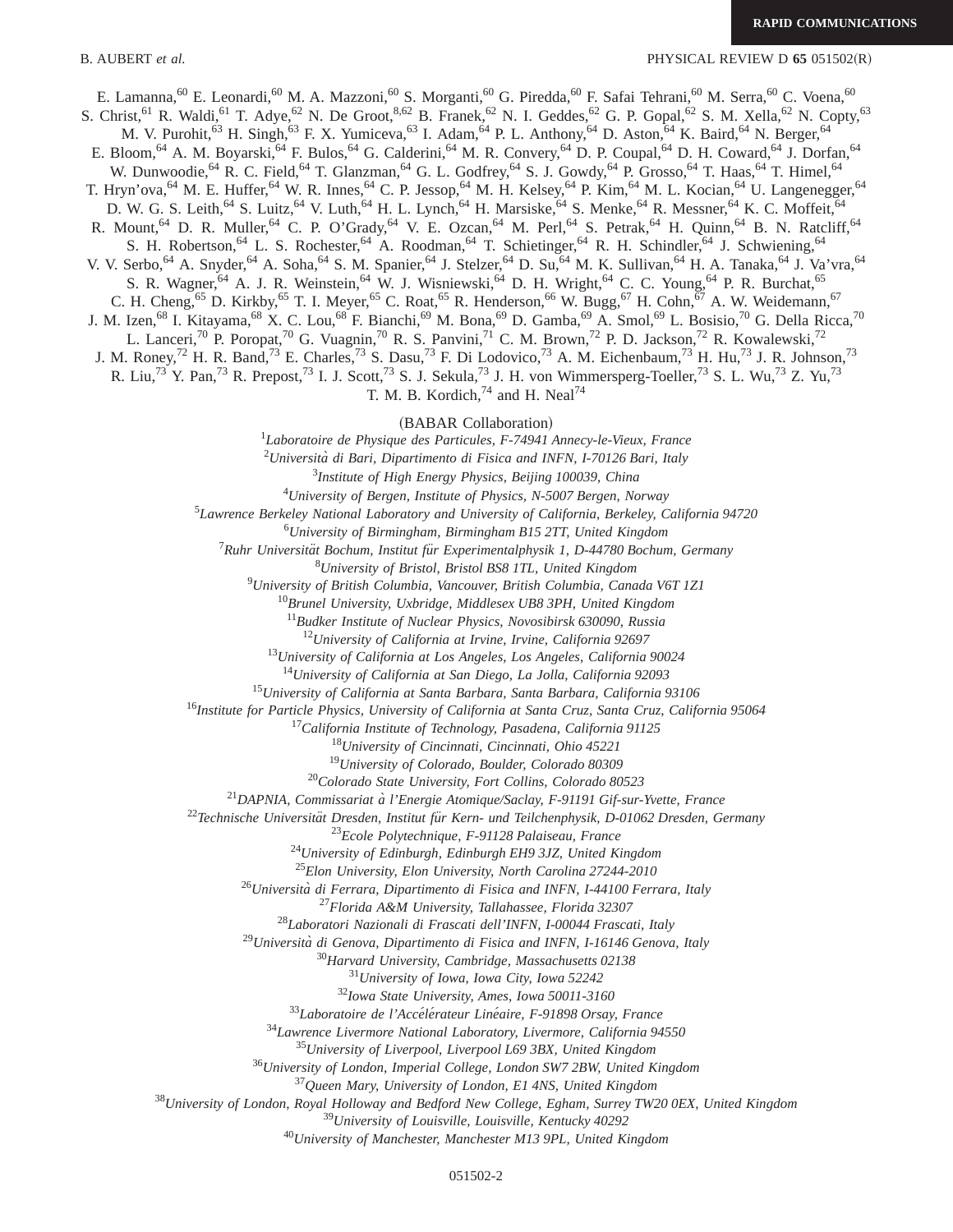E. Lamanna,[60] E. Leonardi,[60] M. A. Mazzoni,[60] S. Morganti,[60] G. Piredda,[60] F. Safai Tehrani,[60] M. Serra,[60] C. Voena,[60] S. Christ,[61] R. Waldi,[61] T. Adye,[62] N. De Groot,[8,62] B. Franek,[62] N. I. Geddes,[62] G. P. Gopal,[62] S. M. Xella,[62] N. Copty,[63] M. V. Purohit,[63] H. Singh,[63] F. X. Yumiceva,[63] I. Adam,[64] P. L. Anthony,[64] D. Aston,[64] K. Baird,[64] N. Berger,[64] E. Bloom,[64] A. M. Boyarski,[64] F. Bulos,[64] G. Calderini,[64] M. R. Convery,[64] D. P. Coupal,[64] D. H. Coward,[64] J. Dorfan,[64] W. Dunwoodie,[64] R. C. Field,[64] T. Glanzman,[64] G. L. Godfrey,[64] S. J. Gowdy,[64] P. Grosso,[64] T. Haas,[64] T. Himel,[64] T. Hryn'ova,[64] M. E. Huffer,[64] W. R. Innes,[64] C. P. Jessop,[64] M. H. Kelsey,[64] P. Kim,[64] M. L. Kocian,[64] U. Langenegger,[64] D. W. G. S. Leith,[64] S. Luitz,[64] V. Luth,[64] H. L. Lynch,[64] H. Marsiske,[64] S. Menke,[64] R. Messner,[64] K. C. Moffeit,[64] R. Mount,[64] D. R. Muller,[64] C. P. O'Grady,[64] V. E. Ozcan,[64] M. Perl,[64] S. Petrak,[64] H. Quinn,[64] B. N. Ratcliff,[64] S. H. Robertson,[64] L. S. Rochester,[64] A. Roodman,[64] T. Schietinger,[64] R. H. Schindler,[64] J. Schwiening,[64] V. V. Serbo,[64] A. Snyder,[64] A. Soha,[64] S. M. Spanier,[64] J. Stelzer,[64] D. Su,[64] M. K. Sullivan,[64] H. A. Tanaka,[64] J. Va'vra,[64] S. R. Wagner,[64] A. J. R. Weinstein,[64] W. J. Wisniewski,[64] D. H. Wright,[64] C. C. Young,[64] P. R. Burchat,[65] C. H. Cheng,[65] D. Kirkby,[65] T. I. Meyer,[65] C. Roat,[65] R. Henderson,[66] W. Bugg,[67] H. Cohn,[67] A. W. Weidemann,[67] J. M. Izen,[68] I. Kitayama,[68] X. C. Lou,[68] F. Bianchi,[69] M. Bona,[69] D. Gamba,[69] A. Smol,[69] L. Bosisio,[70] G. Della Ricca,[70] L. Lanceri,[70] P. Poropat,[70] G. Vuagnin,[70] R. S. Panvini,[71] C. M. Brown,[72] P. D. Jackson,[72] R. Kowalewski,[72] J. M. Roney,[72] H. R. Band,[73] E. Charles,[73] S. Dasu,[73] F. Di Lodovico,[73] A. M. Eichenbaum,[73] H. Hu,[73] J. R. Johnson,[73] R. Liu,[73] Y. Pan,[73] R. Prepost,[73] I. J. Scott,[73] S. J. Sekula,[73] J. H. von Wimmersperg-Toeller,[73] S. L. Wu,[73] Z. Yu,[73] T. M. B. Kordich,[74] and H. Neal[74]

(BABAR Collaboration)

[1]*Laboratoire de Physique des Particules, F-74941 Annecy-le-Vieux, France*
[2]*Università di Bari, Dipartimento di Fisica and INFN, I-70126 Bari, Italy*
[3]*Institute of High Energy Physics, Beijing 100039, China*
[4]*University of Bergen, Institute of Physics, N-5007 Bergen, Norway*
[5]*Lawrence Berkeley National Laboratory and University of California, Berkeley, California 94720*
[6]*University of Birmingham, Birmingham B15 2TT, United Kingdom*
[7]*Ruhr Universität Bochum, Institut für Experimentalphysik 1, D-44780 Bochum, Germany*
[8]*University of Bristol, Bristol BS8 1TL, United Kingdom*
[9]*University of British Columbia, Vancouver, British Columbia, Canada V6T 1Z1*
[10]*Brunel University, Uxbridge, Middlesex UB8 3PH, United Kingdom*
[11]*Budker Institute of Nuclear Physics, Novosibirsk 630090, Russia*
[12]*University of California at Irvine, Irvine, California 92697*
[13]*University of California at Los Angeles, Los Angeles, California 90024*
[14]*University of California at San Diego, La Jolla, California 92093*
[15]*University of California at Santa Barbara, Santa Barbara, California 93106*
[16]*Institute for Particle Physics, University of California at Santa Cruz, Santa Cruz, California 95064*
[17]*California Institute of Technology, Pasadena, California 91125*
[18]*University of Cincinnati, Cincinnati, Ohio 45221*
[19]*University of Colorado, Boulder, Colorado 80309*
[20]*Colorado State University, Fort Collins, Colorado 80523*
[21]*DAPNIA, Commissariat à l'Energie Atomique/Saclay, F-91191 Gif-sur-Yvette, France*
[22]*Technische Universität Dresden, Institut für Kern- und Teilchenphysik, D-01062 Dresden, Germany*
[23]*Ecole Polytechnique, F-91128 Palaiseau, France*
[24]*University of Edinburgh, Edinburgh EH9 3JZ, United Kingdom*
[25]*Elon University, Elon University, North Carolina 27244-2010*
[26]*Università di Ferrara, Dipartimento di Fisica and INFN, I-44100 Ferrara, Italy*
[27]*Florida A&M University, Tallahassee, Florida 32307*
[28]*Laboratori Nazionali di Frascati dell'INFN, I-00044 Frascati, Italy*
[29]*Università di Genova, Dipartimento di Fisica and INFN, I-16146 Genova, Italy*
[30]*Harvard University, Cambridge, Massachusetts 02138*
[31]*University of Iowa, Iowa City, Iowa 52242*
[32]*Iowa State University, Ames, Iowa 50011-3160*
[33]*Laboratoire de l'Accélérateur Linéaire, F-91898 Orsay, France*
[34]*Lawrence Livermore National Laboratory, Livermore, California 94550*
[35]*University of Liverpool, Liverpool L69 3BX, United Kingdom*
[36]*University of London, Imperial College, London SW7 2BW, United Kingdom*
[37]*Queen Mary, University of London, E1 4NS, United Kingdom*
[38]*University of London, Royal Holloway and Bedford New College, Egham, Surrey TW20 0EX, United Kingdom*
[39]*University of Louisville, Louisville, Kentucky 40292*
[40]*University of Manchester, Manchester M13 9PL, United Kingdom*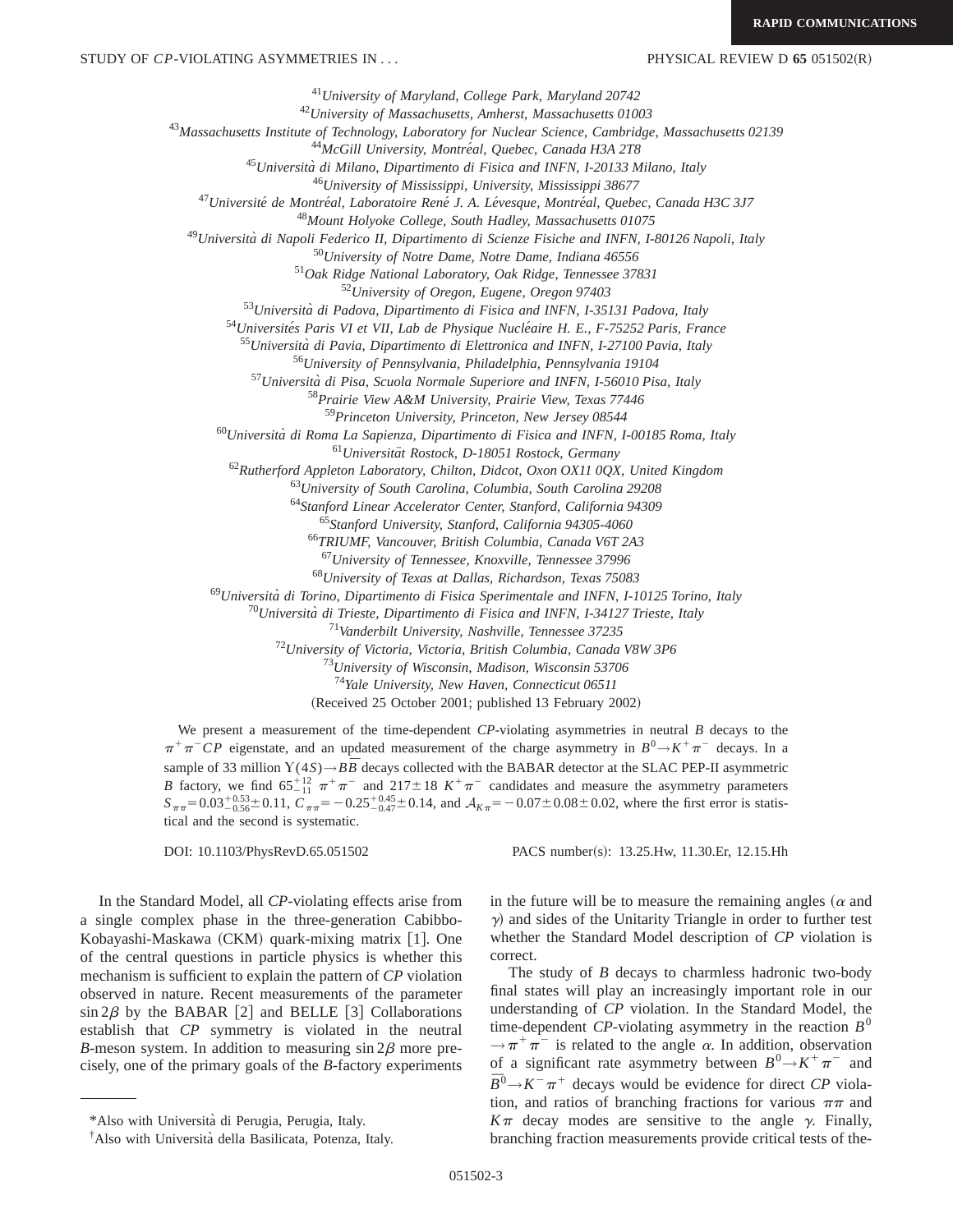[41]University of Maryland, College Park, Maryland 20742
[42]University of Massachusetts, Amherst, Massachusetts 01003
[43]Massachusetts Institute of Technology, Laboratory for Nuclear Science, Cambridge, Massachusetts 02139
[44]McGill University, Montréal, Quebec, Canada H3A 2T8
[45]Università di Milano, Dipartimento di Fisica and INFN, I-20133 Milano, Italy
[46]University of Mississippi, University, Mississippi 38677
[47]Université de Montréal, Laboratoire René J. A. Lévesque, Montréal, Quebec, Canada H3C 3J7
[48]Mount Holyoke College, South Hadley, Massachusetts 01075
[49]Università di Napoli Federico II, Dipartimento di Scienze Fisiche and INFN, I-80126 Napoli, Italy
[50]University of Notre Dame, Notre Dame, Indiana 46556
[51]Oak Ridge National Laboratory, Oak Ridge, Tennessee 37831
[52]University of Oregon, Eugene, Oregon 97403
[53]Università di Padova, Dipartimento di Fisica and INFN, I-35131 Padova, Italy
[54]Universités Paris VI et VII, Lab de Physique Nucléaire H. E., F-75252 Paris, France
[55]Università di Pavia, Dipartimento di Elettronica and INFN, I-27100 Pavia, Italy
[56]University of Pennsylvania, Philadelphia, Pennsylvania 19104
[57]Università di Pisa, Scuola Normale Superiore and INFN, I-56010 Pisa, Italy
[58]Prairie View A&M University, Prairie View, Texas 77446
[59]Princeton University, Princeton, New Jersey 08544
[60]Università di Roma La Sapienza, Dipartimento di Fisica and INFN, I-00185 Roma, Italy
[61]Universität Rostock, D-18051 Rostock, Germany
[62]Rutherford Appleton Laboratory, Chilton, Didcot, Oxon OX11 0QX, United Kingdom
[63]University of South Carolina, Columbia, South Carolina 29208
[64]Stanford Linear Accelerator Center, Stanford, California 94309
[65]Stanford University, Stanford, California 94305-4060
[66]TRIUMF, Vancouver, British Columbia, Canada V6T 2A3
[67]University of Tennessee, Knoxville, Tennessee 37996
[68]University of Texas at Dallas, Richardson, Texas 75083
[69]Università di Torino, Dipartimento di Fisica Sperimentale and INFN, I-10125 Torino, Italy
[70]Università di Trieste, Dipartimento di Fisica and INFN, I-34127 Trieste, Italy
[71]Vanderbilt University, Nashville, Tennessee 37235
[72]University of Victoria, Victoria, British Columbia, Canada V8W 3P6
[73]University of Wisconsin, Madison, Wisconsin 53706
[74]Yale University, New Haven, Connecticut 06511

(Received 25 October 2001; published 13 February 2002)

We present a measurement of the time-dependent *CP*-violating asymmetries in neutral *B* decays to the $\pi^+\pi^-$ *CP* eigenstate, and an updated measurement of the charge asymmetry in $B^0 \to K^+\pi^-$ decays. In a sample of 33 million $\Upsilon(4S) \to B\overline{B}$ decays collected with the BABAR detector at the SLAC PEP-II asymmetric *B* factory, we find $65^{+12}_{-11}$ $\pi^+\pi^-$ and $217 \pm 18$ $K^+\pi^-$ candidates and measure the asymmetry parameters $S_{\pi\pi} = 0.03^{+0.53}_{-0.56} \pm 0.11$, $C_{\pi\pi} = -0.25^{+0.45}_{-0.47} \pm 0.14$, and $\mathcal{A}_{K\pi} = -0.07 \pm 0.08 \pm 0.02$, where the first error is statistical and the second is systematic.

DOI: 10.1103/PhysRevD.65.051502 PACS number(s): 13.25.Hw, 11.30.Er, 12.15.Hh

In the Standard Model, all *CP*-violating effects arise from a single complex phase in the three-generation Cabibbo-Kobayashi-Maskawa (CKM) quark-mixing matrix [1]. One of the central questions in particle physics is whether this mechanism is sufficient to explain the pattern of *CP* violation observed in nature. Recent measurements of the parameter $\sin 2\beta$ by the BABAR [2] and BELLE [3] Collaborations establish that *CP* symmetry is violated in the neutral *B*-meson system. In addition to measuring $\sin 2\beta$ more precisely, one of the primary goals of the *B*-factory experiments in the future will be to measure the remaining angles ($\alpha$ and $\gamma$) and sides of the Unitarity Triangle in order to further test whether the Standard Model description of *CP* violation is correct.

The study of *B* decays to charmless hadronic two-body final states will play an increasingly important role in our understanding of *CP* violation. In the Standard Model, the time-dependent *CP*-violating asymmetry in the reaction $B^0 \to \pi^+\pi^-$ is related to the angle $\alpha$. In addition, observation of a significant rate asymmetry between $B^0 \to K^+\pi^-$ and $\overline{B}^0 \to K^-\pi^+$ decays would be evidence for direct *CP* violation, and ratios of branching fractions for various $\pi\pi$ and $K\pi$ decay modes are sensitive to the angle $\gamma$. Finally, branching fraction measurements provide critical tests of the-

*Also with Università di Perugia, Perugia, Italy.
†Also with Università della Basilicata, Potenza, Italy.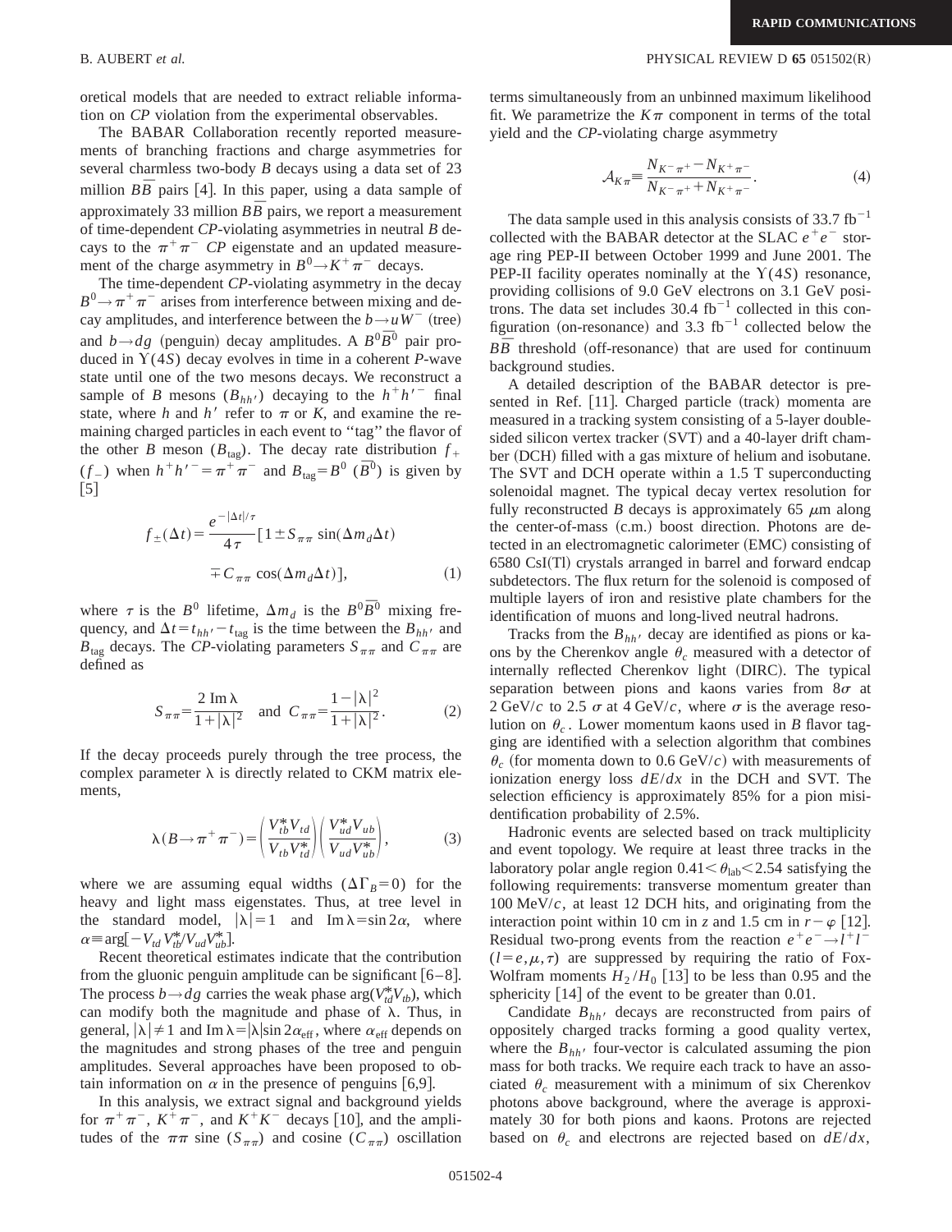oretical models that are needed to extract reliable information on *CP* violation from the experimental observables.

The BABAR Collaboration recently reported measurements of branching fractions and charge asymmetries for several charmless two-body $B$ decays using a data set of 23 million $B\bar{B}$ pairs [4]. In this paper, using a data sample of approximately 33 million $B\bar{B}$ pairs, we report a measurement of time-dependent *CP*-violating asymmetries in neutral $B$ decays to the $\pi^+\pi^-$ *CP* eigenstate and an updated measurement of the charge asymmetry in $B^0 \to K^+\pi^-$ decays.

The time-dependent *CP*-violating asymmetry in the decay $B^0 \to \pi^+\pi^-$ arises from interference between mixing and decay amplitudes, and interference between the $b \to uW^-$ (tree) and $b \to dg$ (penguin) decay amplitudes. A $B^0\bar{B}^0$ pair produced in $\Upsilon(4S)$ decay evolves in time in a coherent $P$-wave state until one of the two mesons decays. We reconstruct a sample of $B$ mesons ($B_{hh'}$) decaying to the $h^+h'^-$ final state, where $h$ and $h'$ refer to $\pi$ or $K$, and examine the remaining charged particles in each event to "tag" the flavor of the other $B$ meson ($B_{\rm tag}$). The decay rate distribution $f_+$ ($f_-$) when $h^+h'^- = \pi^+\pi^-$ and $B_{\rm tag} = B^0$ ($\bar{B}^0$) is given by [5]

$$f_{\pm}(\Delta t) = \frac{e^{-|\Delta t|/\tau}}{4\tau}[1 \pm S_{\pi\pi}\sin(\Delta m_d \Delta t) \mp C_{\pi\pi}\cos(\Delta m_d \Delta t)], \tag{1}$$

where $\tau$ is the $B^0$ lifetime, $\Delta m_d$ is the $B^0\bar{B}^0$ mixing frequency, and $\Delta t = t_{hh'} - t_{\rm tag}$ is the time between the $B_{hh'}$ and $B_{\rm tag}$ decays. The *CP*-violating parameters $S_{\pi\pi}$ and $C_{\pi\pi}$ are defined as

$$S_{\pi\pi} = \frac{2\,{\rm Im}\,\lambda}{1+|\lambda|^2} \quad \text{and} \quad C_{\pi\pi} = \frac{1-|\lambda|^2}{1+|\lambda|^2}. \tag{2}$$

If the decay proceeds purely through the tree process, the complex parameter $\lambda$ is directly related to CKM matrix elements,

$$\lambda(B \to \pi^+\pi^-) = \left(\frac{V_{tb}^* V_{td}}{V_{tb} V_{td}^*}\right)\left(\frac{V_{ud}^* V_{ub}}{V_{ud} V_{ub}^*}\right), \tag{3}$$

where we are assuming equal widths ($\Delta\Gamma_B = 0$) for the heavy and light mass eigenstates. Thus, at tree level in the standard model, $|\lambda| = 1$ and ${\rm Im}\,\lambda = \sin 2\alpha$, where $\alpha \equiv \arg[-V_{td}V_{tb}^*/V_{ud}V_{ub}^*]$.

Recent theoretical estimates indicate that the contribution from the gluonic penguin amplitude can be significant [6–8]. The process $b \to dg$ carries the weak phase $\arg(V_{td}^* V_{tb})$, which can modify both the magnitude and phase of $\lambda$. Thus, in general, $|\lambda| \neq 1$ and ${\rm Im}\,\lambda = |\lambda|\sin 2\alpha_{\rm eff}$, where $\alpha_{\rm eff}$ depends on the magnitudes and strong phases of the tree and penguin amplitudes. Several approaches have been proposed to obtain information on $\alpha$ in the presence of penguins [6,9].

In this analysis, we extract signal and background yields for $\pi^+\pi^-$, $K^+\pi^-$, and $K^+K^-$ decays [10], and the amplitudes of the $\pi\pi$ sine ($S_{\pi\pi}$) and cosine ($C_{\pi\pi}$) oscillation terms simultaneously from an unbinned maximum likelihood fit. We parametrize the $K\pi$ component in terms of the total yield and the *CP*-violating charge asymmetry

$$\mathcal{A}_{K\pi} \equiv \frac{N_{K^-\pi^+} - N_{K^+\pi^-}}{N_{K^-\pi^+} + N_{K^+\pi^-}}. \tag{4}$$

The data sample used in this analysis consists of 33.7 fb$^{-1}$ collected with the BABAR detector at the SLAC $e^+e^-$ storage ring PEP-II between October 1999 and June 2001. The PEP-II facility operates nominally at the $\Upsilon(4S)$ resonance, providing collisions of 9.0 GeV electrons on 3.1 GeV positrons. The data set includes 30.4 fb$^{-1}$ collected in this configuration (on-resonance) and 3.3 fb$^{-1}$ collected below the $B\bar{B}$ threshold (off-resonance) that are used for continuum background studies.

A detailed description of the BABAR detector is presented in Ref. [11]. Charged particle (track) momenta are measured in a tracking system consisting of a 5-layer double-sided silicon vertex tracker (SVT) and a 40-layer drift chamber (DCH) filled with a gas mixture of helium and isobutane. The SVT and DCH operate within a 1.5 T superconducting solenoidal magnet. The typical decay vertex resolution for fully reconstructed $B$ decays is approximately 65 $\mu$m along the center-of-mass (c.m.) boost direction. Photons are detected in an electromagnetic calorimeter (EMC) consisting of 6580 CsI(Tl) crystals arranged in barrel and forward endcap subdetectors. The flux return for the solenoid is composed of multiple layers of iron and resistive plate chambers for the identification of muons and long-lived neutral hadrons.

Tracks from the $B_{hh'}$ decay are identified as pions or kaons by the Cherenkov angle $\theta_c$ measured with a detector of internally reflected Cherenkov light (DIRC). The typical separation between pions and kaons varies from $8\sigma$ at 2 GeV/$c$ to 2.5 $\sigma$ at 4 GeV/$c$, where $\sigma$ is the average resolution on $\theta_c$. Lower momentum kaons used in $B$ flavor tagging are identified with a selection algorithm that combines $\theta_c$ (for momenta down to 0.6 GeV/$c$) with measurements of ionization energy loss $dE/dx$ in the DCH and SVT. The selection efficiency is approximately 85% for a pion misidentification probability of 2.5%.

Hadronic events are selected based on track multiplicity and event topology. We require at least three tracks in the laboratory polar angle region $0.41 < \theta_{\rm lab} < 2.54$ satisfying the following requirements: transverse momentum greater than 100 MeV/$c$, at least 12 DCH hits, and originating from the interaction point within 10 cm in $z$ and 1.5 cm in $r-\varphi$ [12]. Residual two-prong events from the reaction $e^+e^- \to l^+l^-$ ($l = e, \mu, \tau$) are suppressed by requiring the ratio of Fox-Wolfram moments $H_2/H_0$ [13] to be less than 0.95 and the sphericity [14] of the event to be greater than 0.01.

Candidate $B_{hh'}$ decays are reconstructed from pairs of oppositely charged tracks forming a good quality vertex, where the $B_{hh'}$ four-vector is calculated assuming the pion mass for both tracks. We require each track to have an associated $\theta_c$ measurement with a minimum of six Cherenkov photons above background, where the average is approximately 30 for both pions and kaons. Protons are rejected based on $\theta_c$ and electrons are rejected based on $dE/dx$,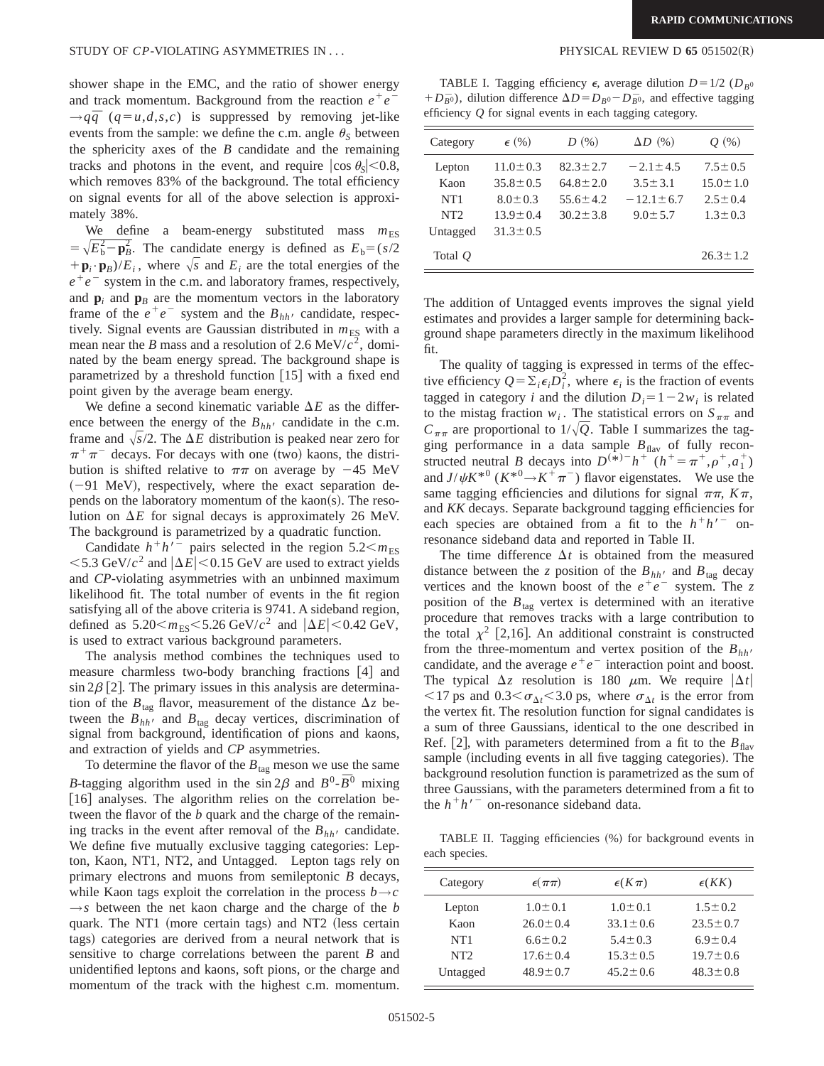shower shape in the EMC, and the ratio of shower energy and track momentum. Background from the reaction $e^+e^- \to q\bar{q}$ $(q=u,d,s,c)$ is suppressed by removing jet-like events from the sample: we define the c.m. angle $\theta_S$ between the sphericity axes of the $B$ candidate and the remaining tracks and photons in the event, and require $|\cos\theta_S|<0.8$, which removes 83% of the background. The total efficiency on signal events for all of the above selection is approximately 38%.

We define a beam-energy substituted mass $m_{\rm ES} = \sqrt{E_{\rm b}^2 - \mathbf{p}_B^2}$. The candidate energy is defined as $E_{\rm b} = (s/2 + \mathbf{p}_i \cdot \mathbf{p}_B)/E_i$, where $\sqrt{s}$ and $E_i$ are the total energies of the $e^+e^-$ system in the c.m. and laboratory frames, respectively, and $\mathbf{p}_i$ and $\mathbf{p}_B$ are the momentum vectors in the laboratory frame of the $e^+e^-$ system and the $B_{hh'}$ candidate, respectively. Signal events are Gaussian distributed in $m_{\rm ES}$ with a mean near the $B$ mass and a resolution of 2.6 MeV/$c^2$, dominated by the beam energy spread. The background shape is parametrized by a threshold function [15] with a fixed end point given by the average beam energy.

We define a second kinematic variable $\Delta E$ as the difference between the energy of the $B_{hh'}$ candidate in the c.m. frame and $\sqrt{s}/2$. The $\Delta E$ distribution is peaked near zero for $\pi^+\pi^-$ decays. For decays with one (two) kaons, the distribution is shifted relative to $\pi\pi$ on average by $-45$ MeV ($-91$ MeV), respectively, where the exact separation depends on the laboratory momentum of the kaon(s). The resolution on $\Delta E$ for signal decays is approximately 26 MeV. The background is parametrized by a quadratic function.

Candidate $h^+h'^-$ pairs selected in the region $5.2<m_{\rm ES}<5.3$ GeV/$c^2$ and $|\Delta E|<0.15$ GeV are used to extract yields and $CP$-violating asymmetries with an unbinned maximum likelihood fit. The total number of events in the fit region satisfying all of the above criteria is 9741. A sideband region, defined as $5.20<m_{\rm ES}<5.26$ GeV/$c^2$ and $|\Delta E|<0.42$ GeV, is used to extract various background parameters.

The analysis method combines the techniques used to measure charmless two-body branching fractions [4] and $\sin 2\beta$ [2]. The primary issues in this analysis are determination of the $B_{\rm tag}$ flavor, measurement of the distance $\Delta z$ between the $B_{hh'}$ and $B_{\rm tag}$ decay vertices, discrimination of signal from background, identification of pions and kaons, and extraction of yields and $CP$ asymmetries.

To determine the flavor of the $B_{\rm tag}$ meson we use the same $B$-tagging algorithm used in the $\sin 2\beta$ and $B^0$-$\bar{B}^0$ mixing [16] analyses. The algorithm relies on the correlation between the flavor of the $b$ quark and the charge of the remaining tracks in the event after removal of the $B_{hh'}$ candidate. We define five mutually exclusive tagging categories: Lepton, Kaon, NT1, NT2, and Untagged. Lepton tags rely on primary electrons and muons from semileptonic $B$ decays, while Kaon tags exploit the correlation in the process $b\to c\to s$ between the net kaon charge and the charge of the $b$ quark. The NT1 (more certain tags) and NT2 (less certain tags) categories are derived from a neural network that is sensitive to charge correlations between the parent $B$ and unidentified leptons and kaons, soft pions, or the charge and momentum of the track with the highest c.m. momentum. The addition of Untagged events improves the signal yield estimates and provides a larger sample for determining background shape parameters directly in the maximum likelihood fit.

TABLE I. Tagging efficiency $\epsilon$, average dilution $D=1/2$ $(D_{B^0}+D_{\bar{B}^0})$, dilution difference $\Delta D = D_{B^0} - D_{\bar{B}^0}$, and effective tagging efficiency $Q$ for signal events in each tagging category.

| Category | $\epsilon$ (%) | $D$ (%) | $\Delta D$ (%) | $Q$ (%) |
|---|---|---|---|---|
| Lepton | $11.0\pm0.3$ | $82.3\pm2.7$ | $-2.1\pm4.5$ | $7.5\pm0.5$ |
| Kaon | $35.8\pm0.5$ | $64.8\pm2.0$ | $3.5\pm3.1$ | $15.0\pm1.0$ |
| NT1 | $8.0\pm0.3$ | $55.6\pm4.2$ | $-12.1\pm6.7$ | $2.5\pm0.4$ |
| NT2 | $13.9\pm0.4$ | $30.2\pm3.8$ | $9.0\pm5.7$ | $1.3\pm0.3$ |
| Untagged | $31.3\pm0.5$ | | | |
| Total $Q$ | | | | $26.3\pm1.2$ |

The quality of tagging is expressed in terms of the effective efficiency $Q=\Sigma_i \epsilon_i D_i^2$, where $\epsilon_i$ is the fraction of events tagged in category $i$ and the dilution $D_i = 1-2w_i$ is related to the mistag fraction $w_i$. The statistical errors on $S_{\pi\pi}$ and $C_{\pi\pi}$ are proportional to $1/\sqrt{Q}$. Table I summarizes the tagging performance in a data sample $B_{\rm flav}$ of fully reconstructed neutral $B$ decays into $D^{(*)-}h^+$ $(h^+=\pi^+,\rho^+,a_1^+)$ and $J/\psi K^{*0}$ $(K^{*0}\to K^+\pi^-)$ flavor eigenstates. We use the same tagging efficiencies and dilutions for signal $\pi\pi$, $K\pi$, and $KK$ decays. Separate background tagging efficiencies for each species are obtained from a fit to the $h^+h'^-$ on-resonance sideband data and reported in Table II.

The time difference $\Delta t$ is obtained from the measured distance between the $z$ position of the $B_{hh'}$ and $B_{\rm tag}$ decay vertices and the known boost of the $e^+e^-$ system. The $z$ position of the $B_{\rm tag}$ vertex is determined with an iterative procedure that removes tracks with a large contribution to the total $\chi^2$ [2,16]. An additional constraint is constructed from the three-momentum and vertex position of the $B_{hh'}$ candidate, and the average $e^+e^-$ interaction point and boost. The typical $\Delta z$ resolution is 180 $\mu$m. We require $|\Delta t|<17$ ps and $0.3<\sigma_{\Delta t}<3.0$ ps, where $\sigma_{\Delta t}$ is the error from the vertex fit. The resolution function for signal candidates is a sum of three Gaussians, identical to the one described in Ref. [2], with parameters determined from a fit to the $B_{\rm flav}$ sample (including events in all five tagging categories). The background resolution function is parametrized as the sum of three Gaussians, with the parameters determined from a fit to the $h^+h'^-$ on-resonance sideband data.

TABLE II. Tagging efficiencies (%) for background events in each species.

| Category | $\epsilon(\pi\pi)$ | $\epsilon(K\pi)$ | $\epsilon(KK)$ |
|---|---|---|---|
| Lepton | $1.0\pm0.1$ | $1.0\pm0.1$ | $1.5\pm0.2$ |
| Kaon | $26.0\pm0.4$ | $33.1\pm0.6$ | $23.5\pm0.7$ |
| NT1 | $6.6\pm0.2$ | $5.4\pm0.3$ | $6.9\pm0.4$ |
| NT2 | $17.6\pm0.4$ | $15.3\pm0.5$ | $19.7\pm0.6$ |
| Untagged | $48.9\pm0.7$ | $45.2\pm0.6$ | $48.3\pm0.8$ |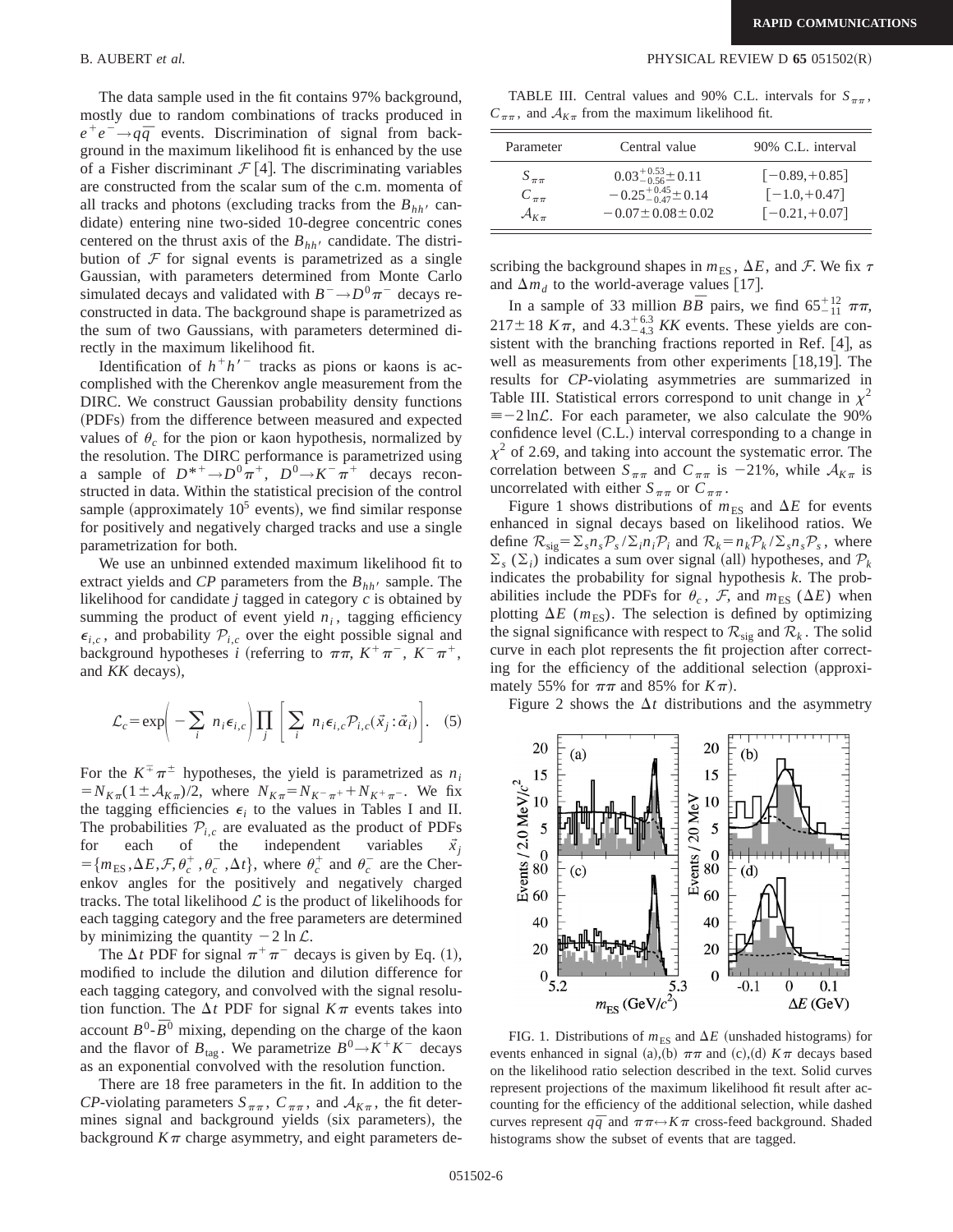The data sample used in the fit contains 97% background, mostly due to random combinations of tracks produced in $e^+e^- \to q\bar{q}$ events. Discrimination of signal from background in the maximum likelihood fit is enhanced by the use of a Fisher discriminant $\mathcal{F}$ [4]. The discriminating variables are constructed from the scalar sum of the c.m. momenta of all tracks and photons (excluding tracks from the $B_{hh'}$ candidate) entering nine two-sided 10-degree concentric cones centered on the thrust axis of the $B_{hh'}$ candidate. The distribution of $\mathcal{F}$ for signal events is parametrized as a single Gaussian, with parameters determined from Monte Carlo simulated decays and validated with $B^- \to D^0\pi^-$ decays reconstructed in data. The background shape is parametrized as the sum of two Gaussians, with parameters determined directly in the maximum likelihood fit.

Identification of $h^+h'^-$ tracks as pions or kaons is accomplished with the Cherenkov angle measurement from the DIRC. We construct Gaussian probability density functions (PDFs) from the difference between measured and expected values of $\theta_c$ for the pion or kaon hypothesis, normalized by the resolution. The DIRC performance is parametrized using a sample of $D^{*+} \to D^0\pi^+$, $D^0 \to K^-\pi^+$ decays reconstructed in data. Within the statistical precision of the control sample (approximately $10^5$ events), we find similar response for positively and negatively charged tracks and use a single parametrization for both.

We use an unbinned extended maximum likelihood fit to extract yields and *CP* parameters from the $B_{hh'}$ sample. The likelihood for candidate $j$ tagged in category $c$ is obtained by summing the product of event yield $n_i$, tagging efficiency $\epsilon_{i,c}$, and probability $\mathcal{P}_{i,c}$ over the eight possible signal and background hypotheses $i$ (referring to $\pi\pi$, $K^+\pi^-$, $K^-\pi^+$, and $KK$ decays),

$$\mathcal{L}_c = \exp\left(-\sum_i n_i\epsilon_{i,c}\right)\prod_j\left[\sum_i n_i\epsilon_{i,c}\mathcal{P}_{i,c}(\vec{x}_j:\vec{\alpha}_i)\right]. \quad (5)$$

For the $K^{\mp}\pi^{\pm}$ hypotheses, the yield is parametrized as $n_i = N_{K\pi}(1 \pm \mathcal{A}_{K\pi})/2$, where $N_{K\pi} = N_{K^-\pi^+} + N_{K^+\pi^-}$. We fix the tagging efficiencies $\epsilon_i$ to the values in Tables I and II. The probabilities $\mathcal{P}_{i,c}$ are evaluated as the product of PDFs for each of the independent variables $\vec{x}_j = \{m_{\rm ES}, \Delta E, \mathcal{F}, \theta_c^+, \theta_c^-, \Delta t\}$, where $\theta_c^+$ and $\theta_c^-$ are the Cherenkov angles for the positively and negatively charged tracks. The total likelihood $\mathcal{L}$ is the product of likelihoods for each tagging category and the free parameters are determined by minimizing the quantity $-2\ln\mathcal{L}$.

The $\Delta t$ PDF for signal $\pi^+\pi^-$ decays is given by Eq. (1), modified to include the dilution and dilution difference for each tagging category, and convolved with the signal resolution function. The $\Delta t$ PDF for signal $K\pi$ events takes into account $B^0$-$\bar{B}^0$ mixing, depending on the charge of the kaon and the flavor of $B_{\rm tag}$. We parametrize $B^0 \to K^+K^-$ decays as an exponential convolved with the resolution function.

There are 18 free parameters in the fit. In addition to the *CP*-violating parameters $S_{\pi\pi}$, $C_{\pi\pi}$, and $\mathcal{A}_{K\pi}$, the fit determines signal and background yields (six parameters), the background $K\pi$ charge asymmetry, and eight parameters describing the background shapes in $m_{\rm ES}$, $\Delta E$, and $\mathcal{F}$. We fix $\tau$ and $\Delta m_d$ to the world-average values [17].

TABLE III. Central values and 90% C.L. intervals for $S_{\pi\pi}$, $C_{\pi\pi}$, and $\mathcal{A}_{K\pi}$ from the maximum likelihood fit.

| Parameter | Central value | 90% C.L. interval |
|---|---|---|
| $S_{\pi\pi}$ | $0.03^{+0.53}_{-0.56} \pm 0.11$ | $[-0.89, +0.85]$ |
| $C_{\pi\pi}$ | $-0.25^{+0.45}_{-0.47} \pm 0.14$ | $[-1.0, +0.47]$ |
| $\mathcal{A}_{K\pi}$ | $-0.07 \pm 0.08 \pm 0.02$ | $[-0.21, +0.07]$ |

In a sample of 33 million $B\bar{B}$ pairs, we find $65^{+12}_{-11}$ $\pi\pi$, $217 \pm 18$ $K\pi$, and $4.3^{+6.3}_{-4.3}$ $KK$ events. These yields are consistent with the branching fractions reported in Ref. [4], as well as measurements from other experiments [18,19]. The results for *CP*-violating asymmetries are summarized in Table III. Statistical errors correspond to unit change in $\chi^2 \equiv -2\ln\mathcal{L}$. For each parameter, we also calculate the 90% confidence level (C.L.) interval corresponding to a change in $\chi^2$ of 2.69, and taking into account the systematic error. The correlation between $S_{\pi\pi}$ and $C_{\pi\pi}$ is $-21\%$, while $\mathcal{A}_{K\pi}$ is uncorrelated with either $S_{\pi\pi}$ or $C_{\pi\pi}$.

Figure 1 shows distributions of $m_{\rm ES}$ and $\Delta E$ for events enhanced in signal decays based on likelihood ratios. We define $\mathcal{R}_{\rm sig} = \Sigma_s n_s\mathcal{P}_s/\Sigma_i n_i\mathcal{P}_i$ and $\mathcal{R}_k = n_k\mathcal{P}_k/\Sigma_s n_s\mathcal{P}_s$, where $\Sigma_s$ ($\Sigma_i$) indicates a sum over signal (all) hypotheses, and $\mathcal{P}_k$ indicates the probability for signal hypothesis $k$. The probabilities include the PDFs for $\theta_c$, $\mathcal{F}$, and $m_{\rm ES}$ ($\Delta E$) when plotting $\Delta E$ ($m_{\rm ES}$). The selection is defined by optimizing the signal significance with respect to $\mathcal{R}_{\rm sig}$ and $\mathcal{R}_k$. The solid curve in each plot represents the fit projection after correcting for the efficiency of the additional selection (approximately 55% for $\pi\pi$ and 85% for $K\pi$).

Figure 2 shows the $\Delta t$ distributions and the asymmetry

FIG. 1. Distributions of $m_{\rm ES}$ and $\Delta E$ (unshaded histograms) for events enhanced in signal (a),(b) $\pi\pi$ and (c),(d) $K\pi$ decays based on the likelihood ratio selection described in the text. Solid curves represent projections of the maximum likelihood fit result after accounting for the efficiency of the additional selection, while dashed curves represent $q\bar{q}$ and $\pi\pi \leftrightarrow K\pi$ cross-feed background. Shaded histograms show the subset of events that are tagged.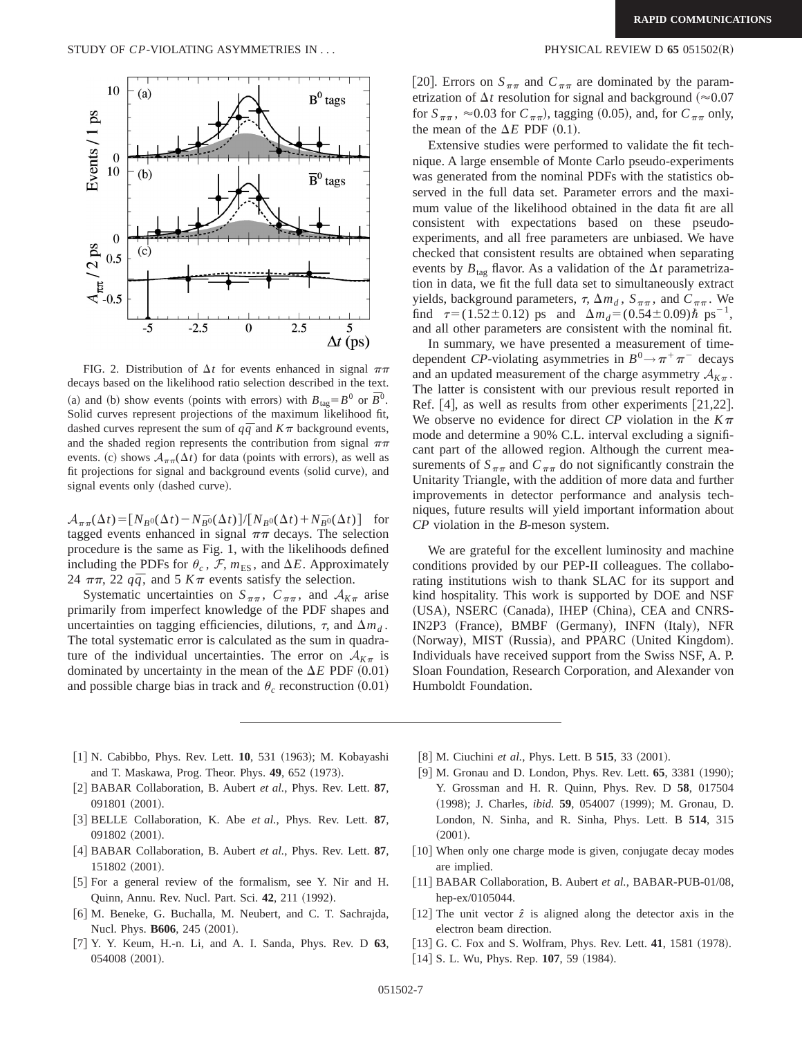FIG. 2. Distribution of $\Delta t$ for events enhanced in signal $\pi\pi$ decays based on the likelihood ratio selection described in the text. (a) and (b) show events (points with errors) with $B_{\rm tag}=B^0$ or $\bar{B}^0$. Solid curves represent projections of the maximum likelihood fit, dashed curves represent the sum of $q\bar{q}$ and $K\pi$ background events, and the shaded region represents the contribution from signal $\pi\pi$ events. (c) shows $\mathcal{A}_{\pi\pi}(\Delta t)$ for data (points with errors), as well as fit projections for signal and background events (solid curve), and signal events only (dashed curve).

$\mathcal{A}_{\pi\pi}(\Delta t)=[N_{B^0}(\Delta t)-N_{\bar{B}^0}(\Delta t)]/[N_{B^0}(\Delta t)+N_{\bar{B}^0}(\Delta t)]$ for tagged events enhanced in signal $\pi\pi$ decays. The selection procedure is the same as Fig. 1, with the likelihoods defined including the PDFs for $\theta_c$, $\mathcal{F}$, $m_{\rm ES}$, and $\Delta E$. Approximately 24 $\pi\pi$, 22 $q\bar{q}$, and 5 $K\pi$ events satisfy the selection.

Systematic uncertainties on $S_{\pi\pi}$, $C_{\pi\pi}$, and $\mathcal{A}_{K\pi}$ arise primarily from imperfect knowledge of the PDF shapes and uncertainties on tagging efficiencies, dilutions, $\tau$, and $\Delta m_d$. The total systematic error is calculated as the sum in quadrature of the individual uncertainties. The error on $\mathcal{A}_{K\pi}$ is dominated by uncertainty in the mean of the $\Delta E$ PDF (0.01) and possible charge bias in track and $\theta_c$ reconstruction (0.01) [20]. Errors on $S_{\pi\pi}$ and $C_{\pi\pi}$ are dominated by the parametrization of $\Delta t$ resolution for signal and background ($\approx 0.07$ for $S_{\pi\pi}$, $\approx 0.03$ for $C_{\pi\pi}$), tagging (0.05), and, for $C_{\pi\pi}$ only, the mean of the $\Delta E$ PDF (0.1).

Extensive studies were performed to validate the fit technique. A large ensemble of Monte Carlo pseudo-experiments was generated from the nominal PDFs with the statistics observed in the full data set. Parameter errors and the maximum value of the likelihood obtained in the data fit are all consistent with expectations based on these pseudo-experiments, and all free parameters are unbiased. We have checked that consistent results are obtained when separating events by $B_{\rm tag}$ flavor. As a validation of the $\Delta t$ parametrization in data, we fit the full data set to simultaneously extract yields, background parameters, $\tau$, $\Delta m_d$, $S_{\pi\pi}$, and $C_{\pi\pi}$. We find $\tau=(1.52\pm 0.12)$ ps and $\Delta m_d=(0.54\pm 0.09)\hbar\ {\rm ps}^{-1}$, and all other parameters are consistent with the nominal fit.

In summary, we have presented a measurement of time-dependent *CP*-violating asymmetries in $B^0\to\pi^+\pi^-$ decays and an updated measurement of the charge asymmetry $\mathcal{A}_{K\pi}$. The latter is consistent with our previous result reported in Ref. [4], as well as results from other experiments [21,22]. We observe no evidence for direct *CP* violation in the $K\pi$ mode and determine a 90% C.L. interval excluding a significant part of the allowed region. Although the current measurements of $S_{\pi\pi}$ and $C_{\pi\pi}$ do not significantly constrain the Unitarity Triangle, with the addition of more data and further improvements in detector performance and analysis techniques, future results will yield important information about *CP* violation in the *B*-meson system.

We are grateful for the excellent luminosity and machine conditions provided by our PEP-II colleagues. The collaborating institutions wish to thank SLAC for its support and kind hospitality. This work is supported by DOE and NSF (USA), NSERC (Canada), IHEP (China), CEA and CNRS-IN2P3 (France), BMBF (Germany), INFN (Italy), NFR (Norway), MIST (Russia), and PPARC (United Kingdom). Individuals have received support from the Swiss NSF, A. P. Sloan Foundation, Research Corporation, and Alexander von Humboldt Foundation.

---

[1] N. Cabibbo, Phys. Rev. Lett. **10**, 531 (1963); M. Kobayashi and T. Maskawa, Prog. Theor. Phys. **49**, 652 (1973).

[2] BABAR Collaboration, B. Aubert *et al.*, Phys. Rev. Lett. **87**, 091801 (2001).

[3] BELLE Collaboration, K. Abe *et al.*, Phys. Rev. Lett. **87**, 091802 (2001).

[4] BABAR Collaboration, B. Aubert *et al.*, Phys. Rev. Lett. **87**, 151802 (2001).

[5] For a general review of the formalism, see Y. Nir and H. Quinn, Annu. Rev. Nucl. Part. Sci. **42**, 211 (1992).

[6] M. Beneke, G. Buchalla, M. Neubert, and C. T. Sachrajda, Nucl. Phys. **B606**, 245 (2001).

[7] Y. Y. Keum, H.-n. Li, and A. I. Sanda, Phys. Rev. D **63**, 054008 (2001).

[8] M. Ciuchini *et al.*, Phys. Lett. B **515**, 33 (2001).

[9] M. Gronau and D. London, Phys. Rev. Lett. **65**, 3381 (1990); Y. Grossman and H. R. Quinn, Phys. Rev. D **58**, 017504 (1998); J. Charles, *ibid.* **59**, 054007 (1999); M. Gronau, D. London, N. Sinha, and R. Sinha, Phys. Lett. B **514**, 315 (2001).

[10] When only one charge mode is given, conjugate decay modes are implied.

[11] BABAR Collaboration, B. Aubert *et al.*, BABAR-PUB-01/08, hep-ex/0105044.

[12] The unit vector $\hat{z}$ is aligned along the detector axis in the electron beam direction.

[13] G. C. Fox and S. Wolfram, Phys. Rev. Lett. **41**, 1581 (1978).

[14] S. L. Wu, Phys. Rep. **107**, 59 (1984).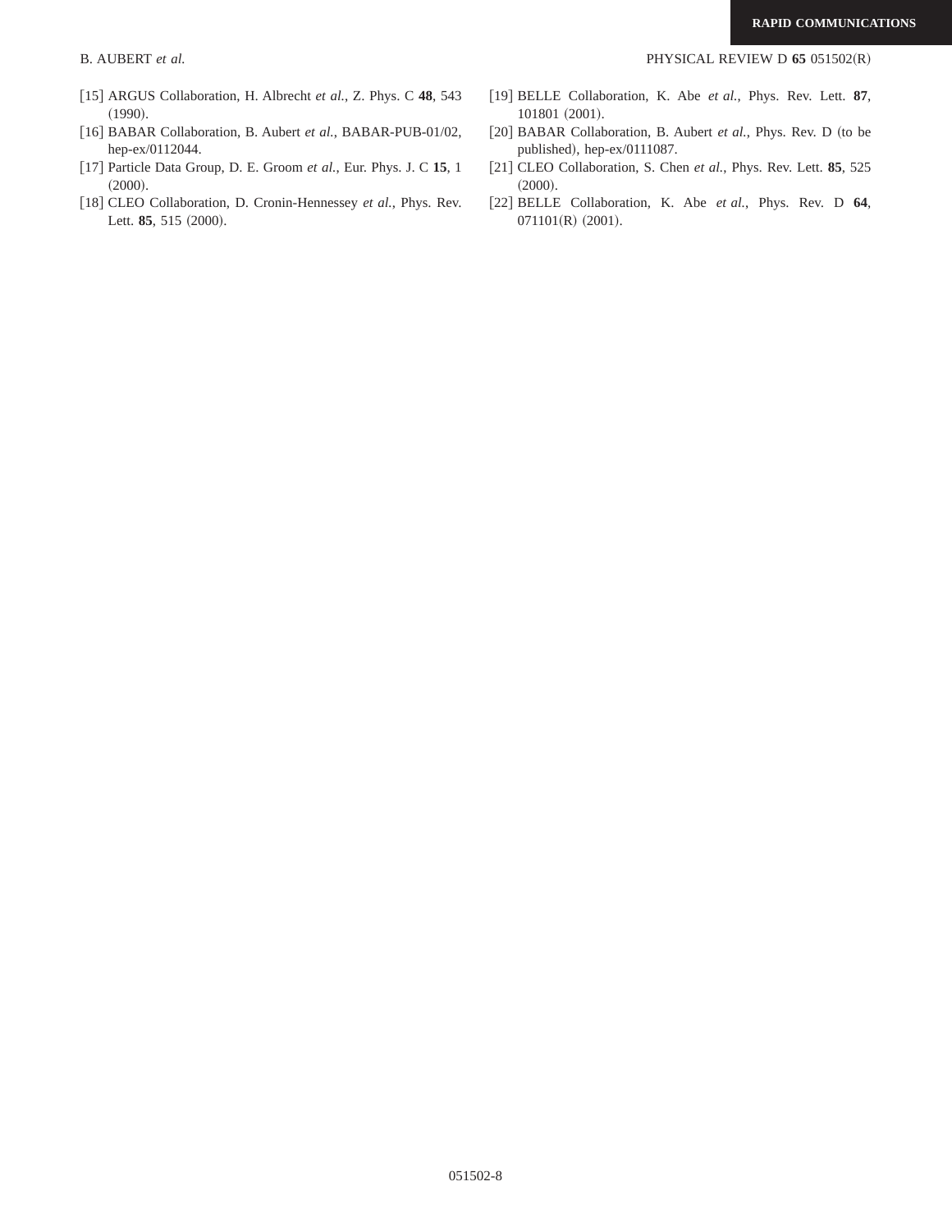[15] ARGUS Collaboration, H. Albrecht *et al.*, Z. Phys. C **48**, 543 (1990).

[16] BABAR Collaboration, B. Aubert *et al.*, BABAR-PUB-01/02, hep-ex/0112044.

[17] Particle Data Group, D. E. Groom *et al.*, Eur. Phys. J. C **15**, 1 (2000).

[18] CLEO Collaboration, D. Cronin-Hennessey *et al.*, Phys. Rev. Lett. **85**, 515 (2000).

[19] BELLE Collaboration, K. Abe *et al.*, Phys. Rev. Lett. **87**, 101801 (2001).

[20] BABAR Collaboration, B. Aubert *et al.*, Phys. Rev. D (to be published), hep-ex/0111087.

[21] CLEO Collaboration, S. Chen *et al.*, Phys. Rev. Lett. **85**, 525 (2000).

[22] BELLE Collaboration, K. Abe *et al.*, Phys. Rev. D **64**, 071101(R) (2001).